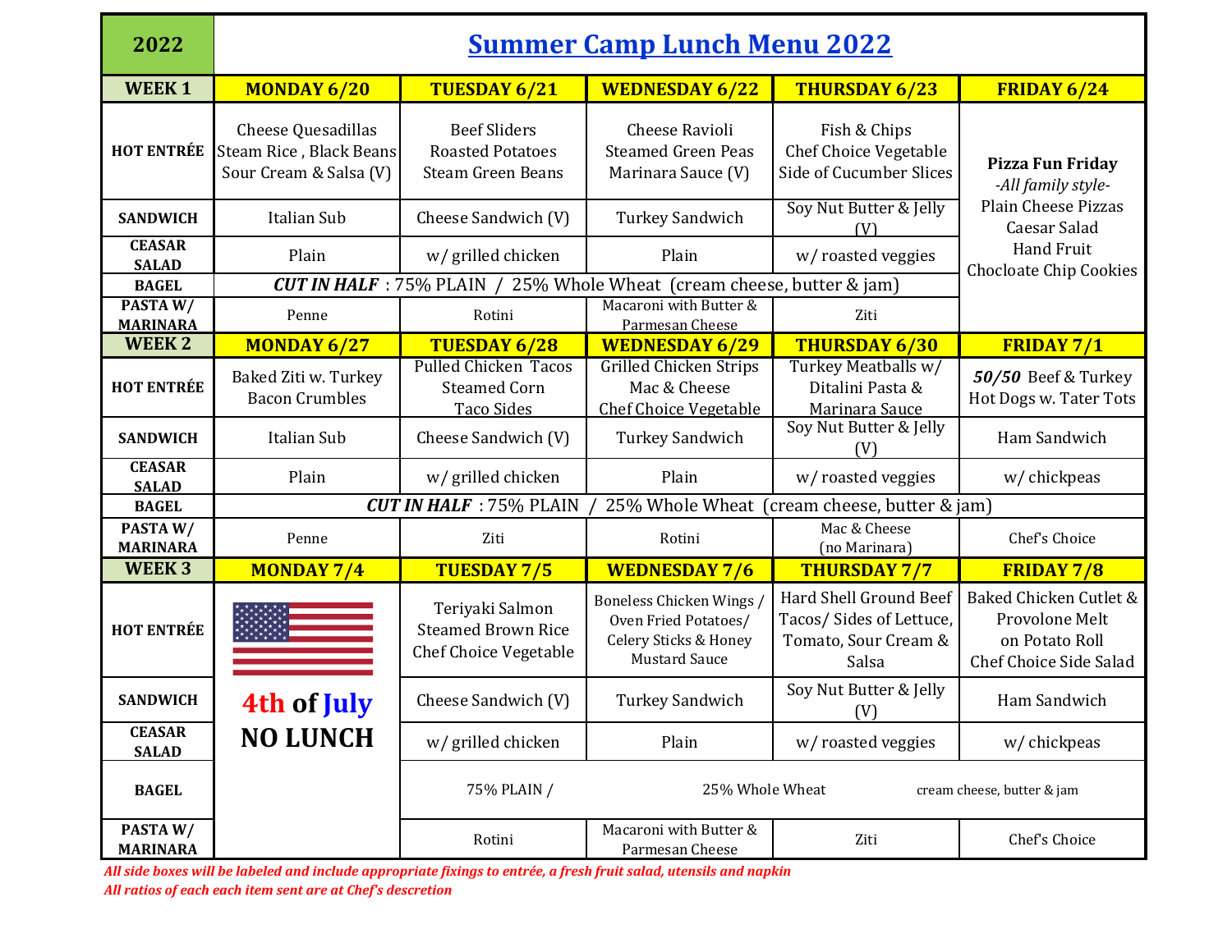# Summer Camp Lunch Menu 2022

| 2022 | | | | | |
|---|---|---|---|---|---|
| **WEEK 1** | **MONDAY 6/20** | **TUESDAY 6/21** | **WEDNESDAY 6/22** | **THURSDAY 6/23** | **FRIDAY 6/24** |
| **HOT ENTRÉE** | Cheese Quesadillas Steam Rice , Black Beans Sour Cream & Salsa (V) | Beef Sliders Roasted Potatoes Steam Green Beans | Cheese Ravioli Steamed Green Peas Marinara Sauce (V) | Fish & Chips Chef Choice Vegetable Side of Cucumber Slices | **Pizza Fun Friday** *-All family style-* Plain Cheese Pizzas Caesar Salad Hand Fruit Chocloate Chip Cookies |
| **SANDWICH** | Italian Sub | Cheese Sandwich (V) | Turkey Sandwich | Soy Nut Butter & Jelly (V) | |
| **CEASAR SALAD** | Plain | w/ grilled chicken | Plain | w/ roasted veggies | |
| **BAGEL** | ***CUT IN HALF*** : 75% PLAIN / 25% Whole Wheat (cream cheese, butter & jam) | | | | |
| **PASTA W/ MARINARA** | Penne | Rotini | Macaroni with Butter & Parmesan Cheese | Ziti | |
| **WEEK 2** | **MONDAY 6/27** | **TUESDAY 6/28** | **WEDNESDAY 6/29** | **THURSDAY 6/30** | **FRIDAY 7/1** |
| **HOT ENTRÉE** | Baked Ziti w. Turkey Bacon Crumbles | Pulled Chicken Tacos Steamed Corn Taco Sides | Grilled Chicken Strips Mac & Cheese Chef Choice Vegetable | Turkey Meatballs w/ Ditalini Pasta & Marinara Sauce | ***50/50*** Beef & Turkey Hot Dogs w. Tater Tots |
| **SANDWICH** | Italian Sub | Cheese Sandwich (V) | Turkey Sandwich | Soy Nut Butter & Jelly (V) | Ham Sandwich |
| **CEASAR SALAD** | Plain | w/ grilled chicken | Plain | w/ roasted veggies | w/ chickpeas |
| **BAGEL** | ***CUT IN HALF*** : 75% PLAIN / 25% Whole Wheat (cream cheese, butter & jam) | | | | |
| **PASTA W/ MARINARA** | Penne | Ziti | Rotini | Mac & Cheese (no Marinara) | Chef's Choice |
| **WEEK 3** | **MONDAY 7/4** | **TUESDAY 7/5** | **WEDNESDAY 7/6** | **THURSDAY 7/7** | **FRIDAY 7/8** |
| **HOT ENTRÉE** | **4th of July NO LUNCH** | Teriyaki Salmon Steamed Brown Rice Chef Choice Vegetable | Boneless Chicken Wings / Oven Fried Potatoes/ Celery Sticks & Honey Mustard Sauce | Hard Shell Ground Beef Tacos/ Sides of Lettuce, Tomato, Sour Cream & Salsa | Baked Chicken Cutlet & Provolone Melt on Potato Roll Chef Choice Side Salad |
| **SANDWICH** | | Cheese Sandwich (V) | Turkey Sandwich | Soy Nut Butter & Jelly (V) | Ham Sandwich |
| **CEASAR SALAD** | | w/ grilled chicken | Plain | w/ roasted veggies | w/ chickpeas |
| **BAGEL** | | 75% PLAIN / 25% Whole Wheat cream cheese, butter & jam | | | |
| **PASTA W/ MARINARA** | | Rotini | Macaroni with Butter & Parmesan Cheese | Ziti | Chef's Choice |

***All side boxes will be labeled and include appropriate fixings to entrée, a fresh fruit salad, utensils and napkin***

***All ratios of each each item sent are at Chef's descretion***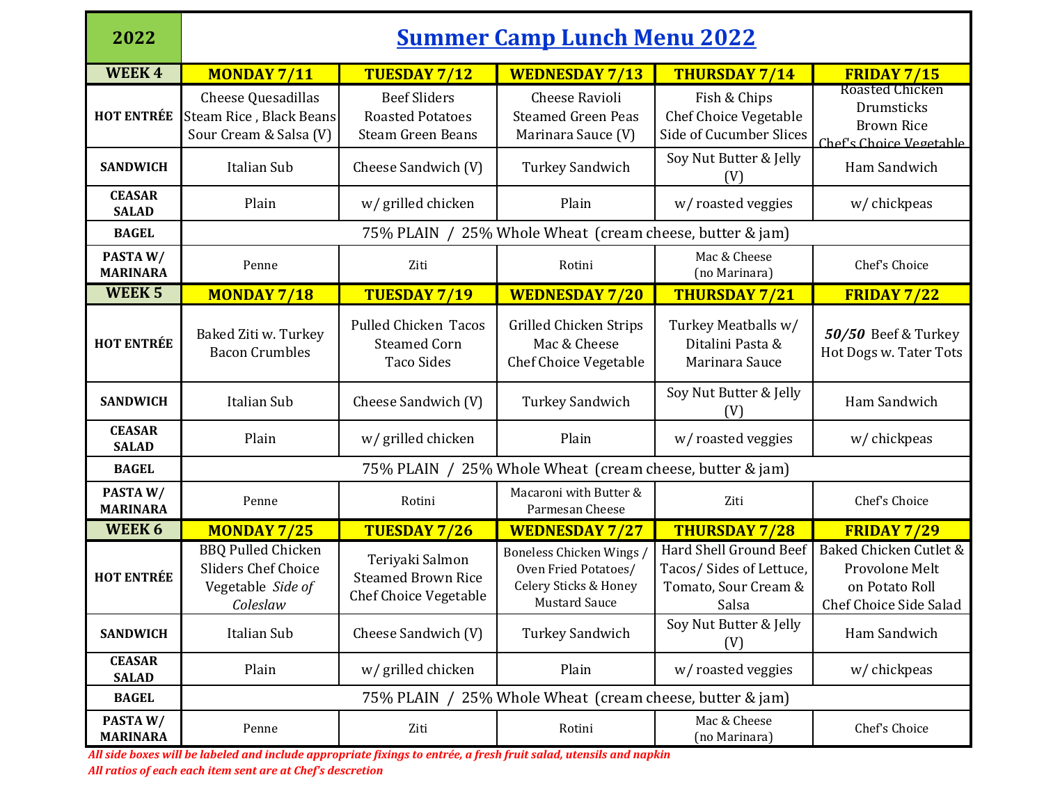| 2022 | **Summer Camp Lunch Menu 2022** | | | | |
|---|---|---|---|---|---|
| **WEEK 4** | **MONDAY 7/11** | **TUESDAY 7/12** | **WEDNESDAY 7/13** | **THURSDAY 7/14** | **FRIDAY 7/15** |
| **HOT ENTRÉE** | Cheese Quesadillas Steam Rice , Black Beans Sour Cream & Salsa (V) | Beef Sliders Roasted Potatoes Steam Green Beans | Cheese Ravioli Steamed Green Peas Marinara Sauce (V) | Fish & Chips Chef Choice Vegetable Side of Cucumber Slices | Roasted Chicken Drumsticks Brown Rice Chef's Choice Vegetable |
| **SANDWICH** | Italian Sub | Cheese Sandwich (V) | Turkey Sandwich | Soy Nut Butter & Jelly (V) | Ham Sandwich |
| **CEASAR SALAD** | Plain | w/ grilled chicken | Plain | w/ roasted veggies | w/ chickpeas |
| **BAGEL** | 75% PLAIN / 25% Whole Wheat (cream cheese, butter & jam) | | | | |
| **PASTA W/ MARINARA** | Penne | Ziti | Rotini | Mac & Cheese (no Marinara) | Chef's Choice |
| **WEEK 5** | **MONDAY 7/18** | **TUESDAY 7/19** | **WEDNESDAY 7/20** | **THURSDAY 7/21** | **FRIDAY 7/22** |
| **HOT ENTRÉE** | Baked Ziti w. Turkey Bacon Crumbles | Pulled Chicken Tacos Steamed Corn Taco Sides | Grilled Chicken Strips Mac & Cheese Chef Choice Vegetable | Turkey Meatballs w/ Ditalini Pasta & Marinara Sauce | ***50/50*** Beef & Turkey Hot Dogs w. Tater Tots |
| **SANDWICH** | Italian Sub | Cheese Sandwich (V) | Turkey Sandwich | Soy Nut Butter & Jelly (V) | Ham Sandwich |
| **CEASAR SALAD** | Plain | w/ grilled chicken | Plain | w/ roasted veggies | w/ chickpeas |
| **BAGEL** | 75% PLAIN / 25% Whole Wheat (cream cheese, butter & jam) | | | | |
| **PASTA W/ MARINARA** | Penne | Rotini | Macaroni with Butter & Parmesan Cheese | Ziti | Chef's Choice |
| **WEEK 6** | **MONDAY 7/25** | **TUESDAY 7/26** | **WEDNESDAY 7/27** | **THURSDAY 7/28** | **FRIDAY 7/29** |
| **HOT ENTRÉE** | BBQ Pulled Chicken Sliders Chef Choice Vegetable *Side of Coleslaw* | Teriyaki Salmon Steamed Brown Rice Chef Choice Vegetable | Boneless Chicken Wings / Oven Fried Potatoes/ Celery Sticks & Honey Mustard Sauce | Hard Shell Ground Beef Tacos/ Sides of Lettuce, Tomato, Sour Cream & Salsa | Baked Chicken Cutlet & Provolone Melt on Potato Roll Chef Choice Side Salad |
| **SANDWICH** | Italian Sub | Cheese Sandwich (V) | Turkey Sandwich | Soy Nut Butter & Jelly (V) | Ham Sandwich |
| **CEASAR SALAD** | Plain | w/ grilled chicken | Plain | w/ roasted veggies | w/ chickpeas |
| **BAGEL** | 75% PLAIN / 25% Whole Wheat (cream cheese, butter & jam) | | | | |
| **PASTA W/ MARINARA** | Penne | Ziti | Rotini | Mac & Cheese (no Marinara) | Chef's Choice |

***All side boxes will be labeled and include appropriate fixings to entrée, a fresh fruit salad, utensils and napkin***

***All ratios of each each item sent are at Chef's descretion***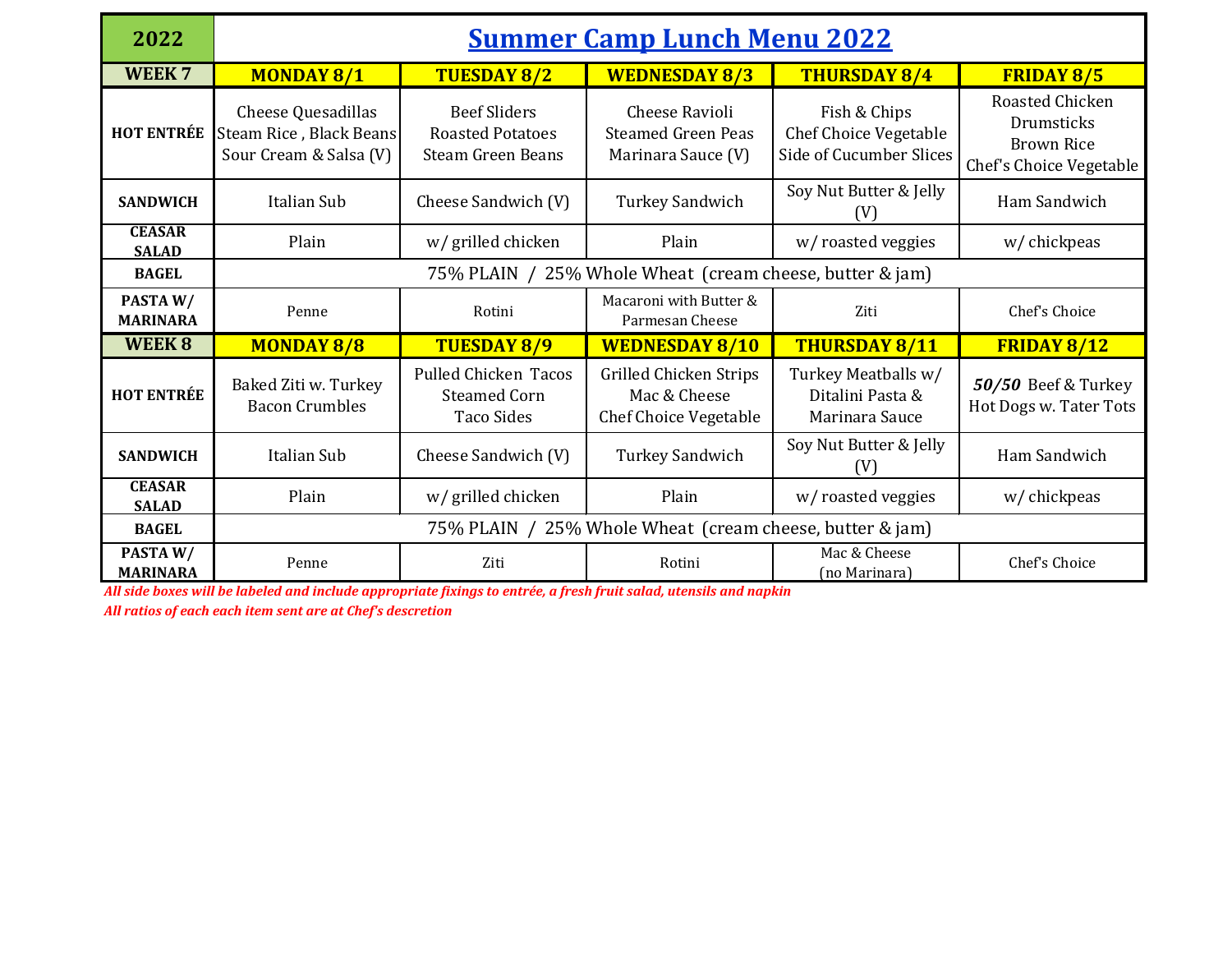# Summer Camp Lunch Menu 2022

| 2022 | | | | | |
|---|---|---|---|---|---|
| **WEEK 7** | **MONDAY 8/1** | **TUESDAY 8/2** | **WEDNESDAY 8/3** | **THURSDAY 8/4** | **FRIDAY 8/5** |
| **HOT ENTRÉE** | Cheese Quesadillas<br>Steam Rice , Black Beans<br>Sour Cream & Salsa (V) | Beef Sliders<br>Roasted Potatoes<br>Steam Green Beans | Cheese Ravioli<br>Steamed Green Peas<br>Marinara Sauce (V) | Fish & Chips<br>Chef Choice Vegetable<br>Side of Cucumber Slices | Roasted Chicken Drumsticks<br>Brown Rice<br>Chef's Choice Vegetable |
| **SANDWICH** | Italian Sub | Cheese Sandwich (V) | Turkey Sandwich | Soy Nut Butter & Jelly (V) | Ham Sandwich |
| **CEASAR SALAD** | Plain | w/ grilled chicken | Plain | w/ roasted veggies | w/ chickpeas |
| **BAGEL** | 75% PLAIN / 25% Whole Wheat (cream cheese, butter & jam) | | | | |
| **PASTA W/ MARINARA** | Penne | Rotini | Macaroni with Butter & Parmesan Cheese | Ziti | Chef's Choice |
| **WEEK 8** | **MONDAY 8/8** | **TUESDAY 8/9** | **WEDNESDAY 8/10** | **THURSDAY 8/11** | **FRIDAY 8/12** |
| **HOT ENTRÉE** | Baked Ziti w. Turkey Bacon Crumbles | Pulled Chicken Tacos<br>Steamed Corn<br>Taco Sides | Grilled Chicken Strips<br>Mac & Cheese<br>Chef Choice Vegetable | Turkey Meatballs w/ Ditalini Pasta & Marinara Sauce | ***50/50*** Beef & Turkey Hot Dogs w. Tater Tots |
| **SANDWICH** | Italian Sub | Cheese Sandwich (V) | Turkey Sandwich | Soy Nut Butter & Jelly (V) | Ham Sandwich |
| **CEASAR SALAD** | Plain | w/ grilled chicken | Plain | w/ roasted veggies | w/ chickpeas |
| **BAGEL** | 75% PLAIN / 25% Whole Wheat (cream cheese, butter & jam) | | | | |
| **PASTA W/ MARINARA** | Penne | Ziti | Rotini | Mac & Cheese (no Marinara) | Chef's Choice |

*All side boxes will be labeled and include appropriate fixings to entrée, a fresh fruit salad, utensils and napkin*

*All ratios of each each item sent are at Chef's descretion*